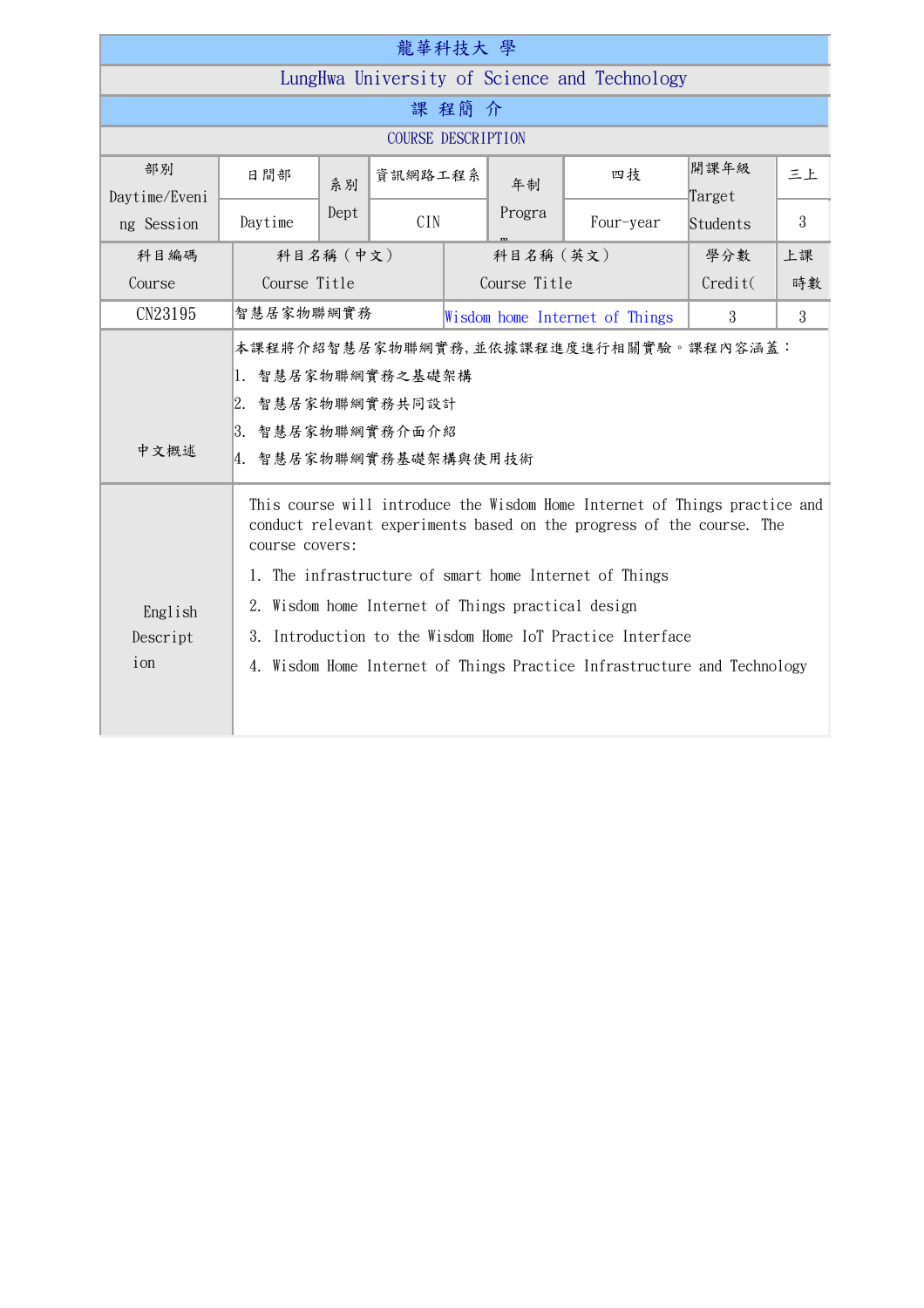# 龍華科技大 學

## LungHwa University of Science and Technology

### 課 程簡 介

### COURSE DESCRIPTION

| 部別 Daytime/Evening Session | 日間部 Daytime | 系別 Dept | 資訊網路工程系 CIN | 年制 Program | 四技 Four-year | 開課年級 Target Students | 三上 3 |
|---|---|---|---|---|---|---|---|
| 科目編碼 Course | 科目名稱(中文) Course Title | | 科目名稱(英文) Course Title | | | 學分數 Credit( | 上課時數 |
| CN23195 | 智慧居家物聯網實務 | | Wisdom home Internet of Things | | | 3 | 3 |

| | |
|---|---|
| 中文概述 | 本課程將介紹智慧居家物聯網實務,並依據課程進度進行相關實驗。課程內容涵蓋:<br>1. 智慧居家物聯網實務之基礎架構<br>2. 智慧居家物聯網實務共同設計<br>3. 智慧居家物聯網實務介面介紹<br>4. 智慧居家物聯網實務基礎架構與使用技術 |
| English Description | This course will introduce the Wisdom Home Internet of Things practice and conduct relevant experiments based on the progress of the course. The course covers:<br>1. The infrastructure of smart home Internet of Things<br>2. Wisdom home Internet of Things practical design<br>3. Introduction to the Wisdom Home IoT Practice Interface<br>4. Wisdom Home Internet of Things Practice Infrastructure and Technology |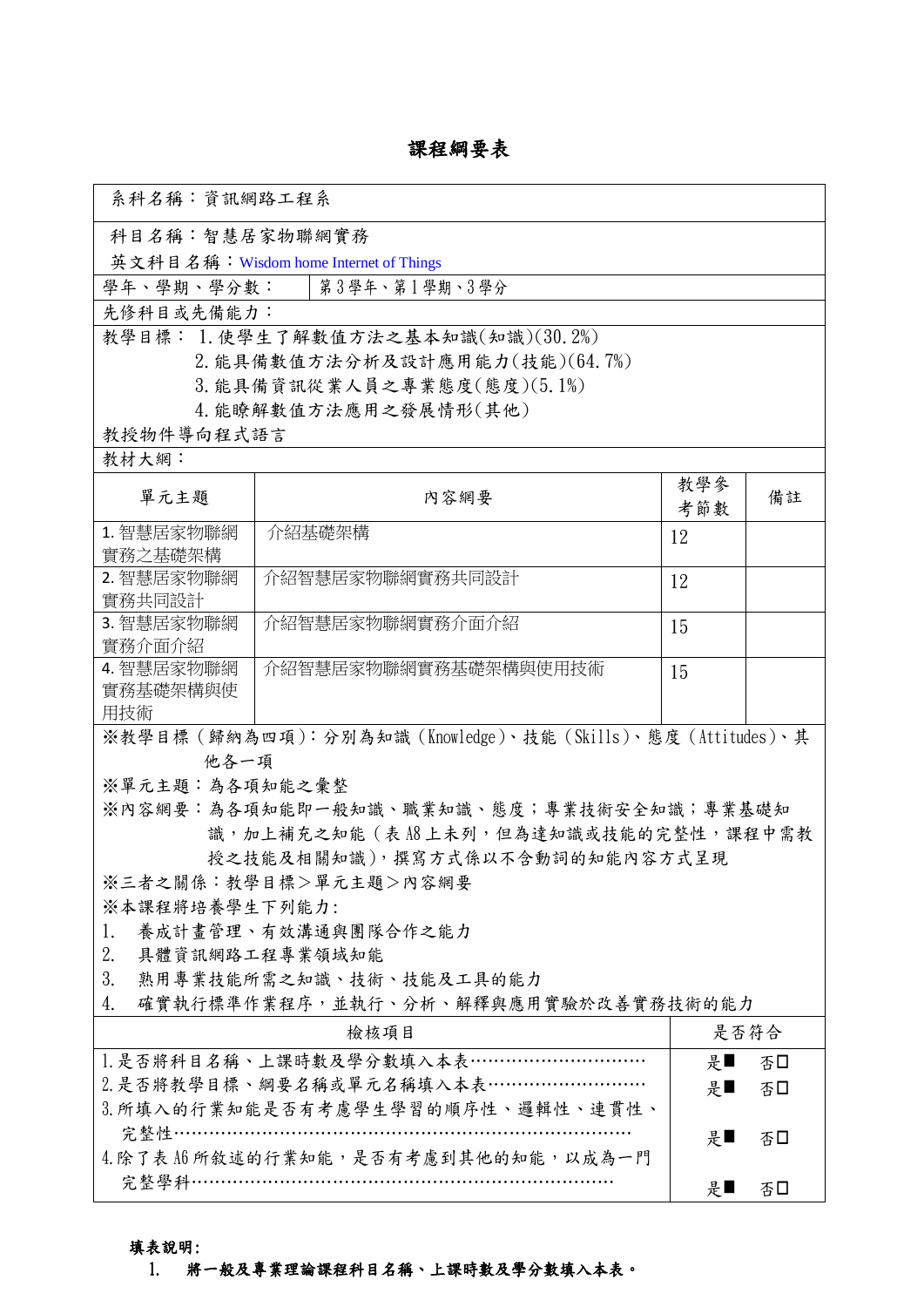# 課程綱要表

系科名稱：資訊網路工程系

科目名稱：智慧居家物聯網實務
英文科目名稱：Wisdom home Internet of Things

| 學年、學期、學分數： | 第3學年、第1學期、3學分 |
|---|---|

先修科目或先備能力：

教學目標： 1.使學生了解數值方法之基本知識(知識)(30.2%)
2.能具備數值方法分析及設計應用能力(技能)(64.7%)
3.能具備資訊從業人員之專業態度(態度)(5.1%)
4.能瞭解數值方法應用之發展情形(其他)

教授物件導向程式語言

教材大綱：

| 單元主題 | 內容綱要 | 教學參考節數 | 備註 |
|---|---|---|---|
| 1. 智慧居家物聯網實務之基礎架構 | 介紹基礎架構 | 12 | |
| 2. 智慧居家物聯網實務共同設計 | 介紹智慧居家物聯網實務共同設計 | 12 | |
| 3. 智慧居家物聯網實務介面介紹 | 介紹智慧居家物聯網實務介面介紹 | 15 | |
| 4. 智慧居家物聯網實務基礎架構與使用技術 | 介紹智慧居家物聯網實務基礎架構與使用技術 | 15 | |

※教學目標（歸納為四項）：分別為知識（Knowledge）、技能（Skills）、態度（Attitudes）、其他各一項

※單元主題：為各項知能之彙整

※內容綱要：為各項知能即一般知識、職業知識、態度；專業技術安全知識；專業基礎知識，加上補充之知能（表A8上未列，但為達知識或技能的完整性，課程中需教授之技能及相關知識），撰寫方式係以不含動詞的知能內容方式呈現

※三者之關係：教學目標＞單元主題＞內容綱要

※本課程將培養學生下列能力:

1. 養成計畫管理、有效溝通與團隊合作之能力
2. 具體資訊網路工程專業領域知能
3. 熟用專業技能所需之知識、技術、技能及工具的能力
4. 確實執行標準作業程序，並執行、分析、解釋與應用實驗於改善實務技術的能力

| 檢核項目 | 是否符合 |
|---|---|
| 1.是否將科目名稱、上課時數及學分數填入本表………………………… | 是■ 否□ |
| 2.是否將教學目標、綱要名稱或單元名稱填入本表……………………… | 是■ 否□ |
| 3.所填入的行業知能是否有考慮學生學習的順序性、邏輯性、連貫性、完整性……………………………………………………………………… | 是■ 否□ |
| 4.除了表A6所敘述的行業知能，是否有考慮到其他的知能，以成為一門完整學科………………………………………………………………… | 是■ 否□ |

**填表說明:**

1. **將一般及專業理論課程科目名稱、上課時數及學分數填入本表。**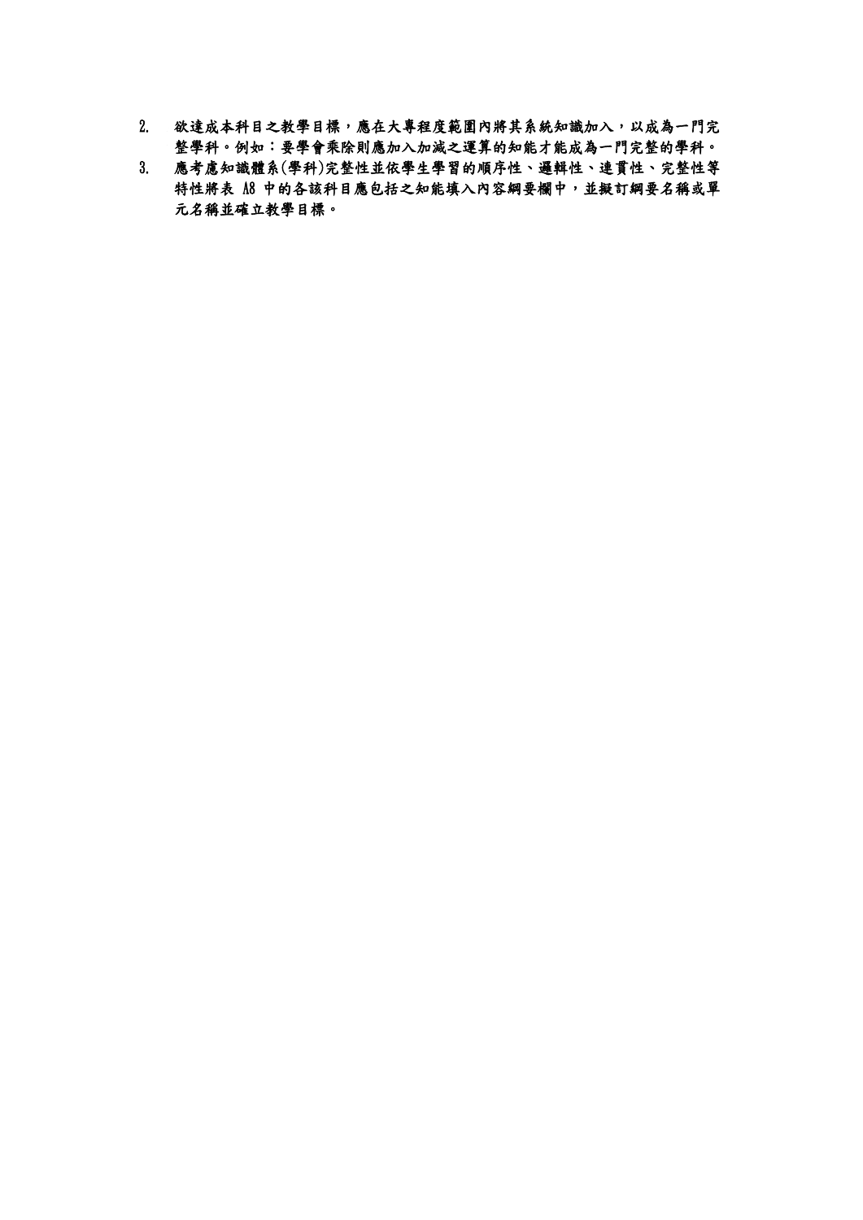2. 欲達成本科目之教學目標，應在大專程度範圍內將其系統知識加入，以成為一門完整學科。例如：要學會乘除則應加入加減之運算的知能才能成為一門完整的學科。
3. 應考慮知識體系(學科)完整性並依學生學習的順序性、邏輯性、連貫性、完整性等特性將表 A8 中的各該科目應包括之知能填入內容綱要欄中，並擬訂綱要名稱或單元名稱並確立教學目標。